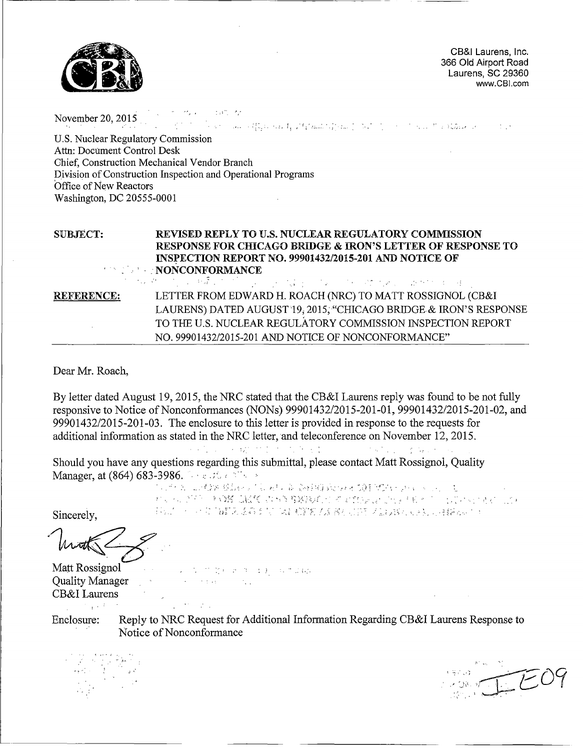CB&I Laurens, Inc.
366 Old Airport Road
Laurens, SC 29360
www.CBI.com

November 20, 2015

U.S. Nuclear Regulatory Commission
Attn: Document Control Desk
Chief, Construction Mechanical Vendor Branch
Division of Construction Inspection and Operational Programs
Office of New Reactors
Washington, DC 20555-0001

**SUBJECT:** **REVISED REPLY TO U.S. NUCLEAR REGULATORY COMMISSION RESPONSE FOR CHICAGO BRIDGE & IRON'S LETTER OF RESPONSE TO INSPECTION REPORT NO. 99901432/2015-201 AND NOTICE OF NONCONFORMANCE**

**REFERENCE:** LETTER FROM EDWARD H. ROACH (NRC) TO MATT ROSSIGNOL (CB&I LAURENS) DATED AUGUST 19, 2015, "CHICAGO BRIDGE & IRON'S RESPONSE TO THE U.S. NUCLEAR REGULATORY COMMISSION INSPECTION REPORT NO. 99901432/2015-201 AND NOTICE OF NONCONFORMANCE"

Dear Mr. Roach,

By letter dated August 19, 2015, the NRC stated that the CB&I Laurens reply was found to be not fully responsive to Notice of Nonconformances (NONs) 99901432/2015-201-01, 99901432/2015-201-02, and 99901432/2015-201-03. The enclosure to this letter is provided in response to the requests for additional information as stated in the NRC letter, and teleconference on November 12, 2015.

Should you have any questions regarding this submittal, please contact Matt Rossignol, Quality Manager, at (864) 683-3986.

Sincerely,

Matt Rossignol
Quality Manager
CB&I Laurens

Enclosure: Reply to NRC Request for Additional Information Regarding CB&I Laurens Response to Notice of Nonconformance

IE09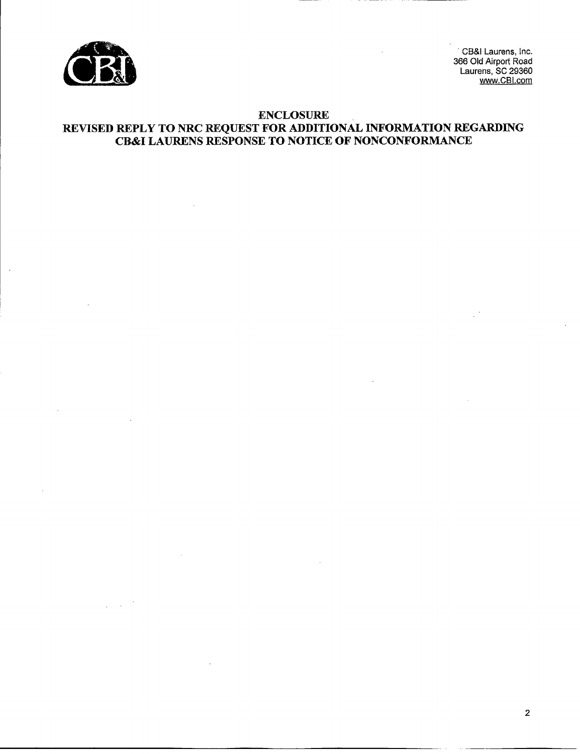CB&I Laurens, Inc.
366 Old Airport Road
Laurens, SC 29360
www.CBI.com

# ENCLOSURE

# REVISED REPLY TO NRC REQUEST FOR ADDITIONAL INFORMATION REGARDING CB&I LAURENS RESPONSE TO NOTICE OF NONCONFORMANCE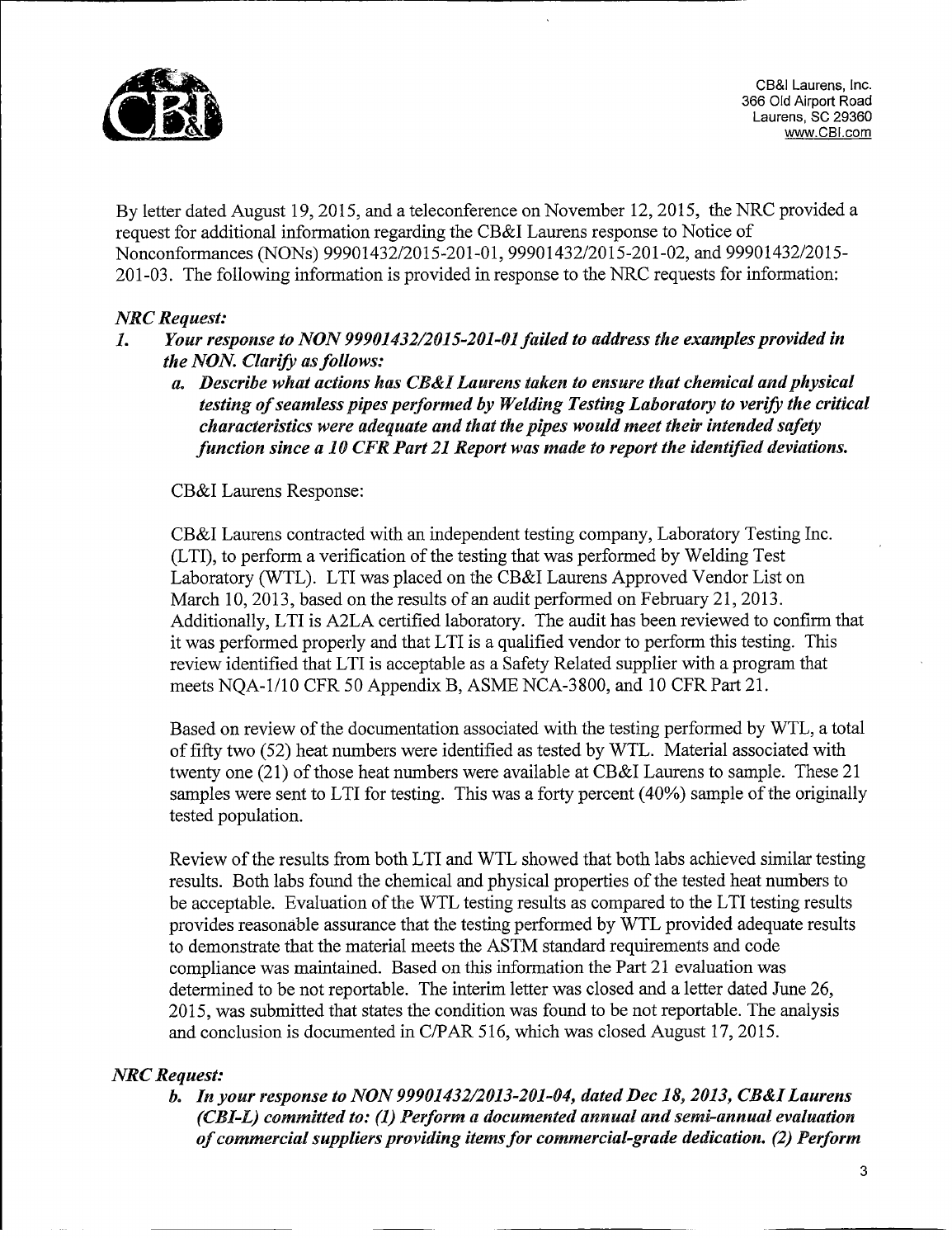By letter dated August 19, 2015, and a teleconference on November 12, 2015, the NRC provided a request for additional information regarding the CB&I Laurens response to Notice of Nonconformances (NONs) 99901432/2015-201-01, 99901432/2015-201-02, and 99901432/2015-201-03. The following information is provided in response to the NRC requests for information:

*NRC Request:*

1. ***Your response to NON 99901432/2015-201-01 failed to address the examples provided in the NON. Clarify as follows:***
   a. ***Describe what actions has CB&I Laurens taken to ensure that chemical and physical testing of seamless pipes performed by Welding Testing Laboratory to verify the critical characteristics were adequate and that the pipes would meet their intended safety function since a 10 CFR Part 21 Report was made to report the identified deviations.***

   CB&I Laurens Response:

   CB&I Laurens contracted with an independent testing company, Laboratory Testing Inc. (LTI), to perform a verification of the testing that was performed by Welding Test Laboratory (WTL). LTI was placed on the CB&I Laurens Approved Vendor List on March 10, 2013, based on the results of an audit performed on February 21, 2013. Additionally, LTI is A2LA certified laboratory. The audit has been reviewed to confirm that it was performed properly and that LTI is a qualified vendor to perform this testing. This review identified that LTI is acceptable as a Safety Related supplier with a program that meets NQA-1/10 CFR 50 Appendix B, ASME NCA-3800, and 10 CFR Part 21.

   Based on review of the documentation associated with the testing performed by WTL, a total of fifty two (52) heat numbers were identified as tested by WTL. Material associated with twenty one (21) of those heat numbers were available at CB&I Laurens to sample. These 21 samples were sent to LTI for testing. This was a forty percent (40%) sample of the originally tested population.

   Review of the results from both LTI and WTL showed that both labs achieved similar testing results. Both labs found the chemical and physical properties of the tested heat numbers to be acceptable. Evaluation of the WTL testing results as compared to the LTI testing results provides reasonable assurance that the testing performed by WTL provided adequate results to demonstrate that the material meets the ASTM standard requirements and code compliance was maintained. Based on this information the Part 21 evaluation was determined to be not reportable. The interim letter was closed and a letter dated June 26, 2015, was submitted that states the condition was found to be not reportable. The analysis and conclusion is documented in C/PAR 516, which was closed August 17, 2015.

*NRC Request:*

   b. ***In your response to NON 99901432/2013-201-04, dated Dec 18, 2013, CB&I Laurens (CBI-L) committed to: (1) Perform a documented annual and semi-annual evaluation of commercial suppliers providing items for commercial-grade dedication. (2) Perform***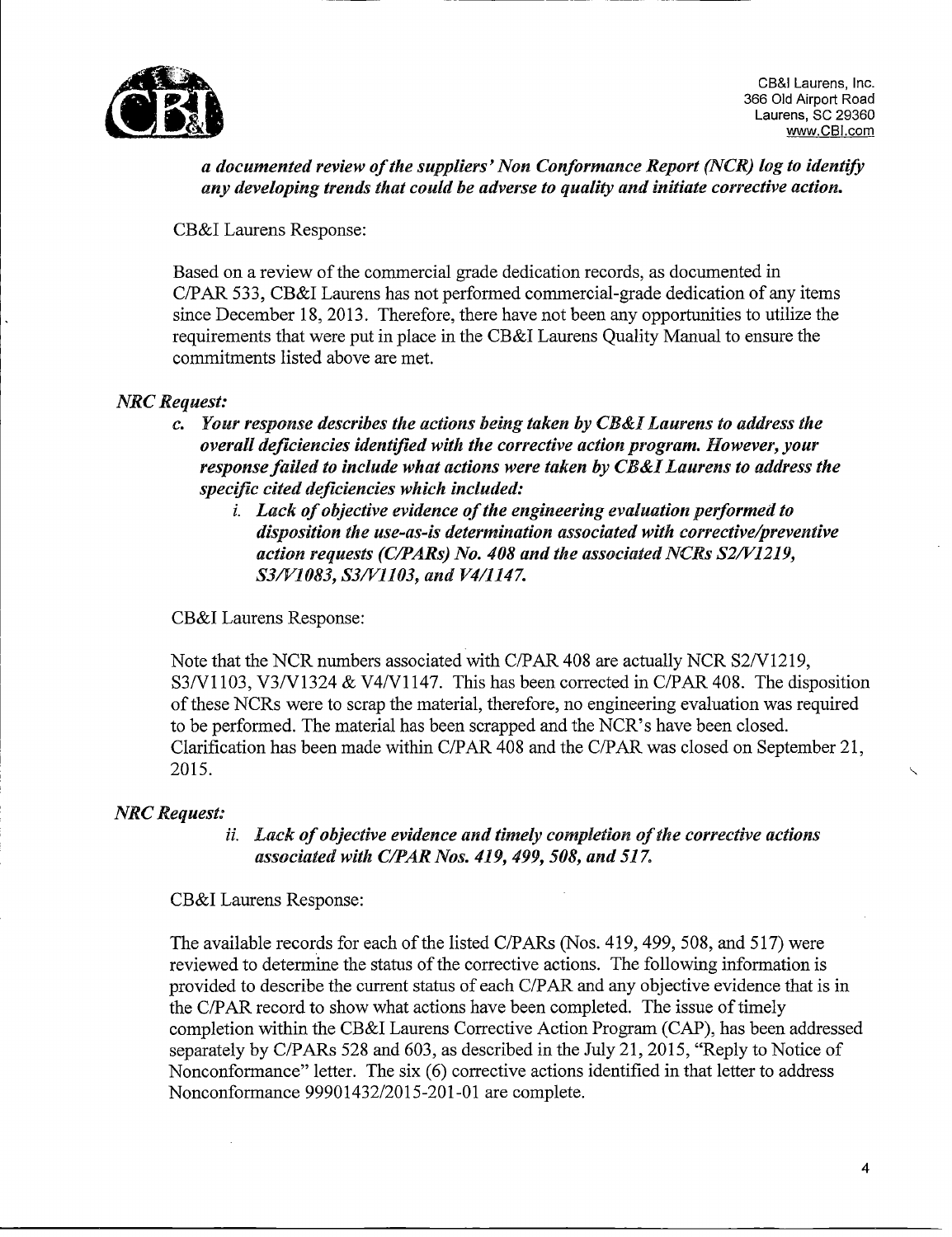***a documented review of the suppliers' Non Conformance Report (NCR) log to identify any developing trends that could be adverse to quality and initiate corrective action.***

CB&I Laurens Response:

Based on a review of the commercial grade dedication records, as documented in C/PAR 533, CB&I Laurens has not performed commercial-grade dedication of any items since December 18, 2013. Therefore, there have not been any opportunities to utilize the requirements that were put in place in the CB&I Laurens Quality Manual to ensure the commitments listed above are met.

***NRC Request:***

***c. Your response describes the actions being taken by CB&I Laurens to address the overall deficiencies identified with the corrective action program. However, your response failed to include what actions were taken by CB&I Laurens to address the specific cited deficiencies which included:***

***i. Lack of objective evidence of the engineering evaluation performed to disposition the use-as-is determination associated with corrective/preventive action requests (C/PARs) No. 408 and the associated NCRs S2/V1219, S3/V1083, S3/V1103, and V4/1147.***

CB&I Laurens Response:

Note that the NCR numbers associated with C/PAR 408 are actually NCR S2/V1219, S3/V1103, V3/V1324 & V4/V1147. This has been corrected in C/PAR 408. The disposition of these NCRs were to scrap the material, therefore, no engineering evaluation was required to be performed. The material has been scrapped and the NCR's have been closed. Clarification has been made within C/PAR 408 and the C/PAR was closed on September 21, 2015.

***NRC Request:***

***ii. Lack of objective evidence and timely completion of the corrective actions associated with C/PAR Nos. 419, 499, 508, and 517.***

CB&I Laurens Response:

The available records for each of the listed C/PARs (Nos. 419, 499, 508, and 517) were reviewed to determine the status of the corrective actions. The following information is provided to describe the current status of each C/PAR and any objective evidence that is in the C/PAR record to show what actions have been completed. The issue of timely completion within the CB&I Laurens Corrective Action Program (CAP), has been addressed separately by C/PARs 528 and 603, as described in the July 21, 2015, "Reply to Notice of Nonconformance" letter. The six (6) corrective actions identified in that letter to address Nonconformance 99901432/2015-201-01 are complete.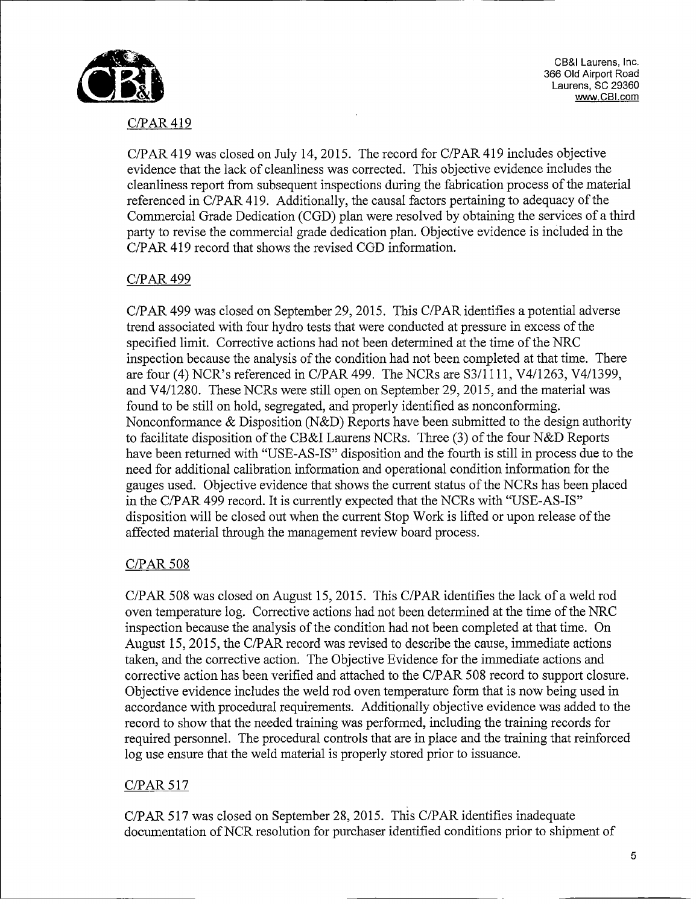## C/PAR 419

C/PAR 419 was closed on July 14, 2015. The record for C/PAR 419 includes objective evidence that the lack of cleanliness was corrected. This objective evidence includes the cleanliness report from subsequent inspections during the fabrication process of the material referenced in C/PAR 419. Additionally, the causal factors pertaining to adequacy of the Commercial Grade Dedication (CGD) plan were resolved by obtaining the services of a third party to revise the commercial grade dedication plan. Objective evidence is included in the C/PAR 419 record that shows the revised CGD information.

## C/PAR 499

C/PAR 499 was closed on September 29, 2015. This C/PAR identifies a potential adverse trend associated with four hydro tests that were conducted at pressure in excess of the specified limit. Corrective actions had not been determined at the time of the NRC inspection because the analysis of the condition had not been completed at that time. There are four (4) NCR's referenced in C/PAR 499. The NCRs are S3/1111, V4/1263, V4/1399, and V4/1280. These NCRs were still open on September 29, 2015, and the material was found to be still on hold, segregated, and properly identified as nonconforming. Nonconformance & Disposition (N&D) Reports have been submitted to the design authority to facilitate disposition of the CB&I Laurens NCRs. Three (3) of the four N&D Reports have been returned with "USE-AS-IS" disposition and the fourth is still in process due to the need for additional calibration information and operational condition information for the gauges used. Objective evidence that shows the current status of the NCRs has been placed in the C/PAR 499 record. It is currently expected that the NCRs with "USE-AS-IS" disposition will be closed out when the current Stop Work is lifted or upon release of the affected material through the management review board process.

## C/PAR 508

C/PAR 508 was closed on August 15, 2015. This C/PAR identifies the lack of a weld rod oven temperature log. Corrective actions had not been determined at the time of the NRC inspection because the analysis of the condition had not been completed at that time. On August 15, 2015, the C/PAR record was revised to describe the cause, immediate actions taken, and the corrective action. The Objective Evidence for the immediate actions and corrective action has been verified and attached to the C/PAR 508 record to support closure. Objective evidence includes the weld rod oven temperature form that is now being used in accordance with procedural requirements. Additionally objective evidence was added to the record to show that the needed training was performed, including the training records for required personnel. The procedural controls that are in place and the training that reinforced log use ensure that the weld material is properly stored prior to issuance.

## C/PAR 517

C/PAR 517 was closed on September 28, 2015. This C/PAR identifies inadequate documentation of NCR resolution for purchaser identified conditions prior to shipment of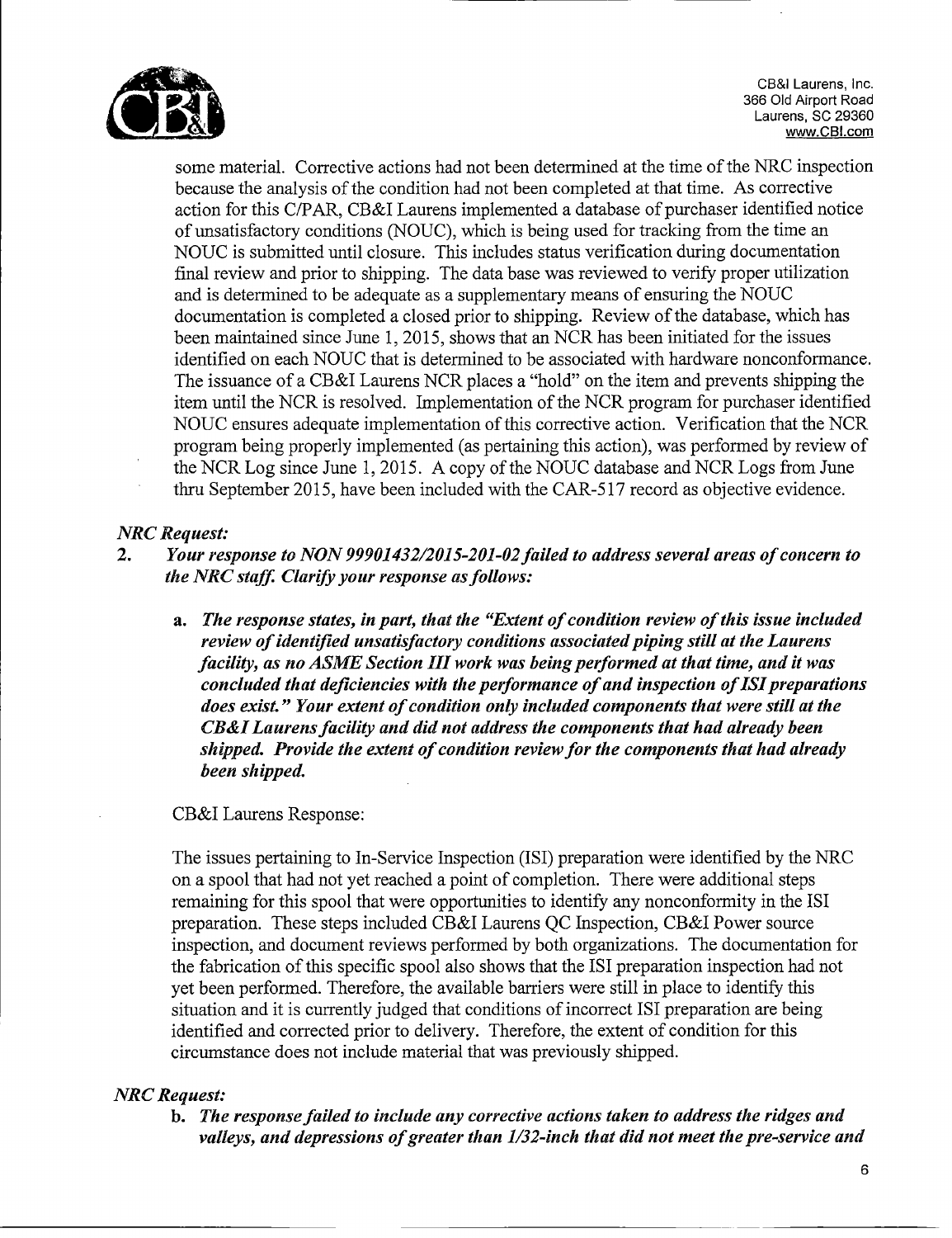some material. Corrective actions had not been determined at the time of the NRC inspection because the analysis of the condition had not been completed at that time. As corrective action for this C/PAR, CB&I Laurens implemented a database of purchaser identified notice of unsatisfactory conditions (NOUC), which is being used for tracking from the time an NOUC is submitted until closure. This includes status verification during documentation final review and prior to shipping. The data base was reviewed to verify proper utilization and is determined to be adequate as a supplementary means of ensuring the NOUC documentation is completed a closed prior to shipping. Review of the database, which has been maintained since June 1, 2015, shows that an NCR has been initiated for the issues identified on each NOUC that is determined to be associated with hardware nonconformance. The issuance of a CB&I Laurens NCR places a "hold" on the item and prevents shipping the item until the NCR is resolved. Implementation of the NCR program for purchaser identified NOUC ensures adequate implementation of this corrective action. Verification that the NCR program being properly implemented (as pertaining this action), was performed by review of the NCR Log since June 1, 2015. A copy of the NOUC database and NCR Logs from June thru September 2015, have been included with the CAR-517 record as objective evidence.

*NRC Request:*

2. ***Your response to NON 99901432/2015-201-02 failed to address several areas of concern to the NRC staff. Clarify your response as follows:***

   a. ***The response states, in part, that the "Extent of condition review of this issue included review of identified unsatisfactory conditions associated piping still at the Laurens facility, as no ASME Section III work was being performed at that time, and it was concluded that deficiencies with the performance of and inspection of ISI preparations does exist." Your extent of condition only included components that were still at the CB&I Laurens facility and did not address the components that had already been shipped. Provide the extent of condition review for the components that had already been shipped.***

CB&I Laurens Response:

The issues pertaining to In-Service Inspection (ISI) preparation were identified by the NRC on a spool that had not yet reached a point of completion. There were additional steps remaining for this spool that were opportunities to identify any nonconformity in the ISI preparation. These steps included CB&I Laurens QC Inspection, CB&I Power source inspection, and document reviews performed by both organizations. The documentation for the fabrication of this specific spool also shows that the ISI preparation inspection had not yet been performed. Therefore, the available barriers were still in place to identify this situation and it is currently judged that conditions of incorrect ISI preparation are being identified and corrected prior to delivery. Therefore, the extent of condition for this circumstance does not include material that was previously shipped.

*NRC Request:*

   b. ***The response failed to include any corrective actions taken to address the ridges and valleys, and depressions of greater than 1/32-inch that did not meet the pre-service and***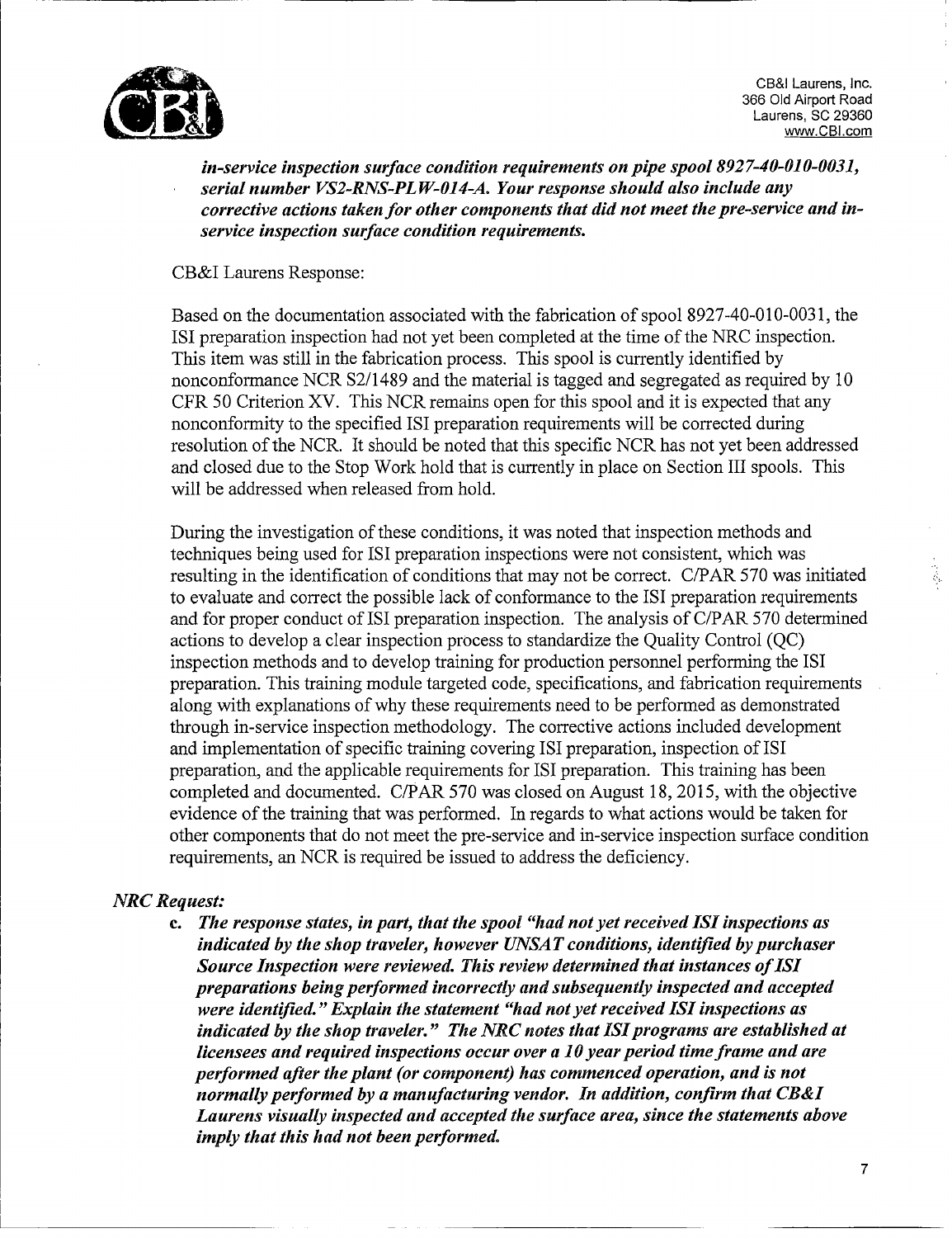***in-service inspection surface condition requirements on pipe spool 8927-40-010-0031, serial number VS2-RNS-PLW-014-A. Your response should also include any corrective actions taken for other components that did not meet the pre-service and in-service inspection surface condition requirements.***

CB&I Laurens Response:

Based on the documentation associated with the fabrication of spool 8927-40-010-0031, the ISI preparation inspection had not yet been completed at the time of the NRC inspection. This item was still in the fabrication process. This spool is currently identified by nonconformance NCR S2/1489 and the material is tagged and segregated as required by 10 CFR 50 Criterion XV. This NCR remains open for this spool and it is expected that any nonconformity to the specified ISI preparation requirements will be corrected during resolution of the NCR. It should be noted that this specific NCR has not yet been addressed and closed due to the Stop Work hold that is currently in place on Section III spools. This will be addressed when released from hold.

During the investigation of these conditions, it was noted that inspection methods and techniques being used for ISI preparation inspections were not consistent, which was resulting in the identification of conditions that may not be correct. C/PAR 570 was initiated to evaluate and correct the possible lack of conformance to the ISI preparation requirements and for proper conduct of ISI preparation inspection. The analysis of C/PAR 570 determined actions to develop a clear inspection process to standardize the Quality Control (QC) inspection methods and to develop training for production personnel performing the ISI preparation. This training module targeted code, specifications, and fabrication requirements along with explanations of why these requirements need to be performed as demonstrated through in-service inspection methodology. The corrective actions included development and implementation of specific training covering ISI preparation, inspection of ISI preparation, and the applicable requirements for ISI preparation. This training has been completed and documented. C/PAR 570 was closed on August 18, 2015, with the objective evidence of the training that was performed. In regards to what actions would be taken for other components that do not meet the pre-service and in-service inspection surface condition requirements, an NCR is required be issued to address the deficiency.

***NRC Request:***

c. ***The response states, in part, that the spool "had not yet received ISI inspections as indicated by the shop traveler, however UNSAT conditions, identified by purchaser Source Inspection were reviewed. This review determined that instances of ISI preparations being performed incorrectly and subsequently inspected and accepted were identified." Explain the statement "had not yet received ISI inspections as indicated by the shop traveler." The NRC notes that ISI programs are established at licensees and required inspections occur over a 10 year period time frame and are performed after the plant (or component) has commenced operation, and is not normally performed by a manufacturing vendor. In addition, confirm that CB&I Laurens visually inspected and accepted the surface area, since the statements above imply that this had not been performed.***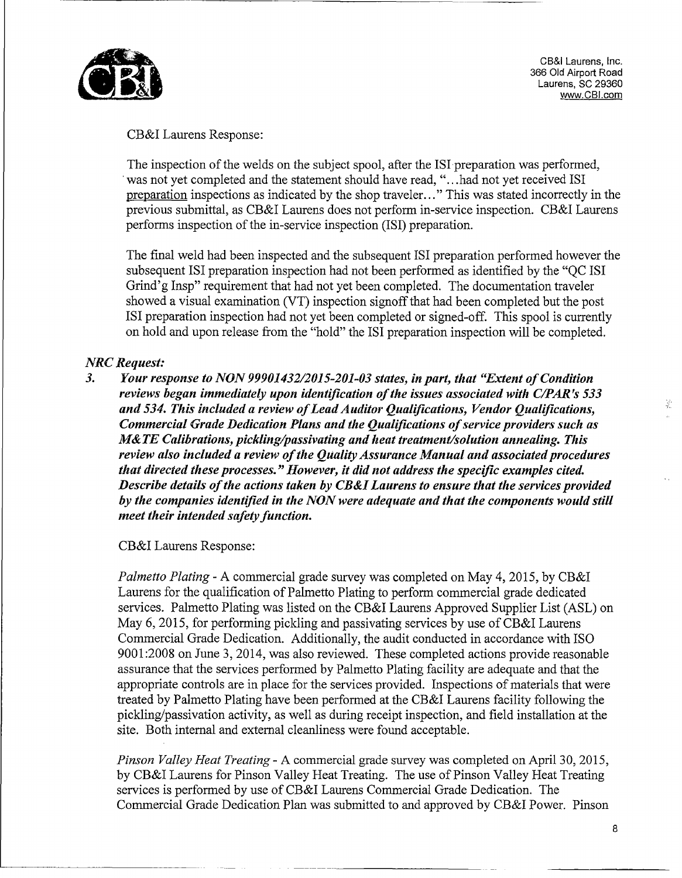CB&I Laurens, Inc.
366 Old Airport Road
Laurens, SC 29360
www.CBI.com

CB&I Laurens Response:

The inspection of the welds on the subject spool, after the ISI preparation was performed, was not yet completed and the statement should have read, "...had not yet received ISI preparation inspections as indicated by the shop traveler..." This was stated incorrectly in the previous submittal, as CB&I Laurens does not perform in-service inspection. CB&I Laurens performs inspection of the in-service inspection (ISI) preparation.

The final weld had been inspected and the subsequent ISI preparation performed however the subsequent ISI preparation inspection had not been performed as identified by the "QC ISI Grind'g Insp" requirement that had not yet been completed. The documentation traveler showed a visual examination (VT) inspection signoff that had been completed but the post ISI preparation inspection had not yet been completed or signed-off. This spool is currently on hold and upon release from the "hold" the ISI preparation inspection will be completed.

***NRC Request:***

3. ***Your response to NON 99901432/2015-201-03 states, in part, that "Extent of Condition reviews began immediately upon identification of the issues associated with C/PAR's 533 and 534. This included a review of Lead Auditor Qualifications, Vendor Qualifications, Commercial Grade Dedication Plans and the Qualifications of service providers such as M&TE Calibrations, pickling/passivating and heat treatment/solution annealing. This review also included a review of the Quality Assurance Manual and associated procedures that directed these processes." However, it did not address the specific examples cited. Describe details of the actions taken by CB&I Laurens to ensure that the services provided by the companies identified in the NON were adequate and that the components would still meet their intended safety function.***

CB&I Laurens Response:

*Palmetto Plating* - A commercial grade survey was completed on May 4, 2015, by CB&I Laurens for the qualification of Palmetto Plating to perform commercial grade dedicated services. Palmetto Plating was listed on the CB&I Laurens Approved Supplier List (ASL) on May 6, 2015, for performing pickling and passivating services by use of CB&I Laurens Commercial Grade Dedication. Additionally, the audit conducted in accordance with ISO 9001:2008 on June 3, 2014, was also reviewed. These completed actions provide reasonable assurance that the services performed by Palmetto Plating facility are adequate and that the appropriate controls are in place for the services provided. Inspections of materials that were treated by Palmetto Plating have been performed at the CB&I Laurens facility following the pickling/passivation activity, as well as during receipt inspection, and field installation at the site. Both internal and external cleanliness were found acceptable.

*Pinson Valley Heat Treating* - A commercial grade survey was completed on April 30, 2015, by CB&I Laurens for Pinson Valley Heat Treating. The use of Pinson Valley Heat Treating services is performed by use of CB&I Laurens Commercial Grade Dedication. The Commercial Grade Dedication Plan was submitted to and approved by CB&I Power. Pinson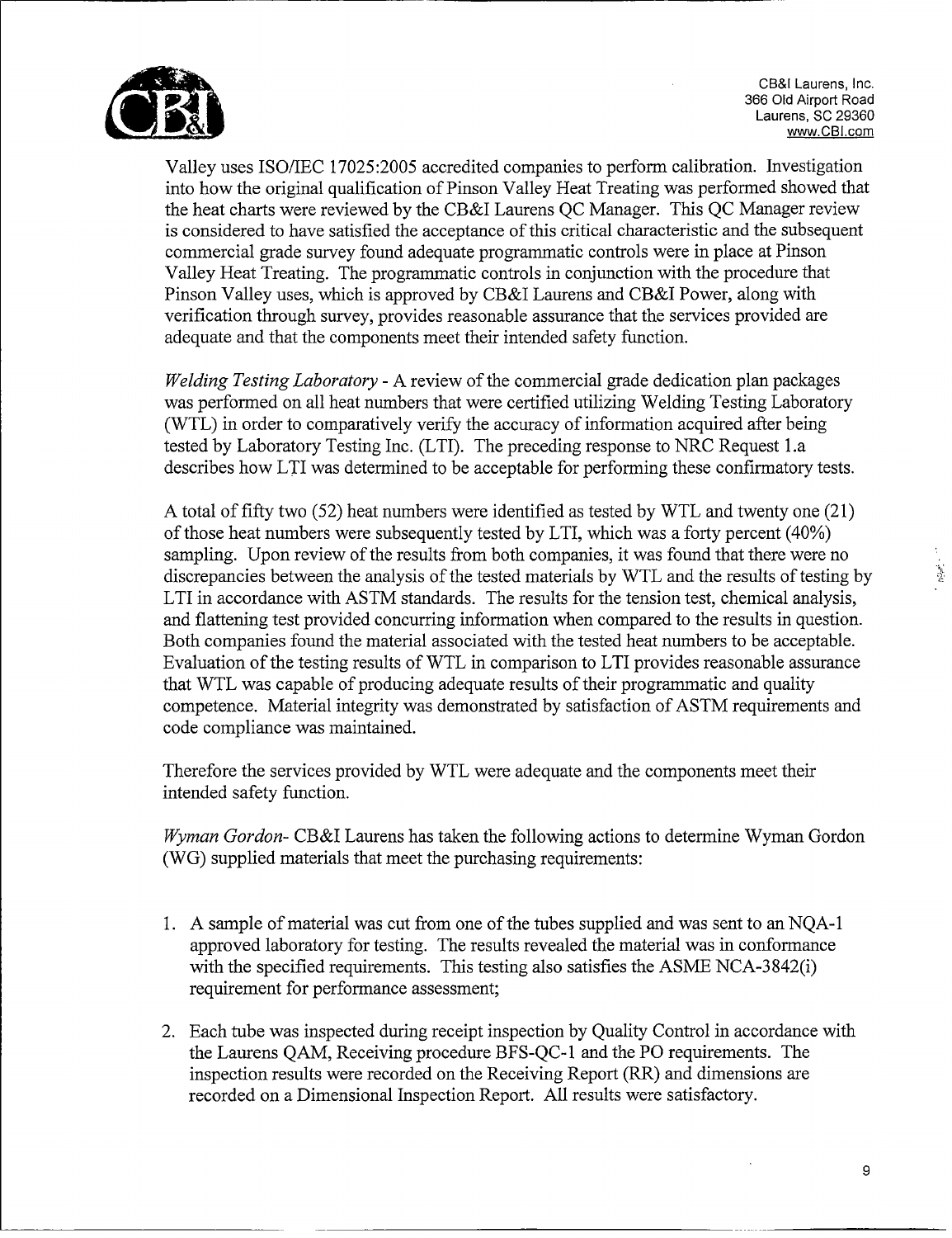Valley uses ISO/IEC 17025:2005 accredited companies to perform calibration. Investigation into how the original qualification of Pinson Valley Heat Treating was performed showed that the heat charts were reviewed by the CB&I Laurens QC Manager. This QC Manager review is considered to have satisfied the acceptance of this critical characteristic and the subsequent commercial grade survey found adequate programmatic controls were in place at Pinson Valley Heat Treating. The programmatic controls in conjunction with the procedure that Pinson Valley uses, which is approved by CB&I Laurens and CB&I Power, along with verification through survey, provides reasonable assurance that the services provided are adequate and that the components meet their intended safety function.

*Welding Testing Laboratory* - A review of the commercial grade dedication plan packages was performed on all heat numbers that were certified utilizing Welding Testing Laboratory (WTL) in order to comparatively verify the accuracy of information acquired after being tested by Laboratory Testing Inc. (LTI). The preceding response to NRC Request 1.a describes how LTI was determined to be acceptable for performing these confirmatory tests.

A total of fifty two (52) heat numbers were identified as tested by WTL and twenty one (21) of those heat numbers were subsequently tested by LTI, which was a forty percent (40%) sampling. Upon review of the results from both companies, it was found that there were no discrepancies between the analysis of the tested materials by WTL and the results of testing by LTI in accordance with ASTM standards. The results for the tension test, chemical analysis, and flattening test provided concurring information when compared to the results in question. Both companies found the material associated with the tested heat numbers to be acceptable. Evaluation of the testing results of WTL in comparison to LTI provides reasonable assurance that WTL was capable of producing adequate results of their programmatic and quality competence. Material integrity was demonstrated by satisfaction of ASTM requirements and code compliance was maintained.

Therefore the services provided by WTL were adequate and the components meet their intended safety function.

*Wyman Gordon*- CB&I Laurens has taken the following actions to determine Wyman Gordon (WG) supplied materials that meet the purchasing requirements:

1. A sample of material was cut from one of the tubes supplied and was sent to an NQA-1 approved laboratory for testing. The results revealed the material was in conformance with the specified requirements. This testing also satisfies the ASME NCA-3842(i) requirement for performance assessment;

2. Each tube was inspected during receipt inspection by Quality Control in accordance with the Laurens QAM, Receiving procedure BFS-QC-1 and the PO requirements. The inspection results were recorded on the Receiving Report (RR) and dimensions are recorded on a Dimensional Inspection Report. All results were satisfactory.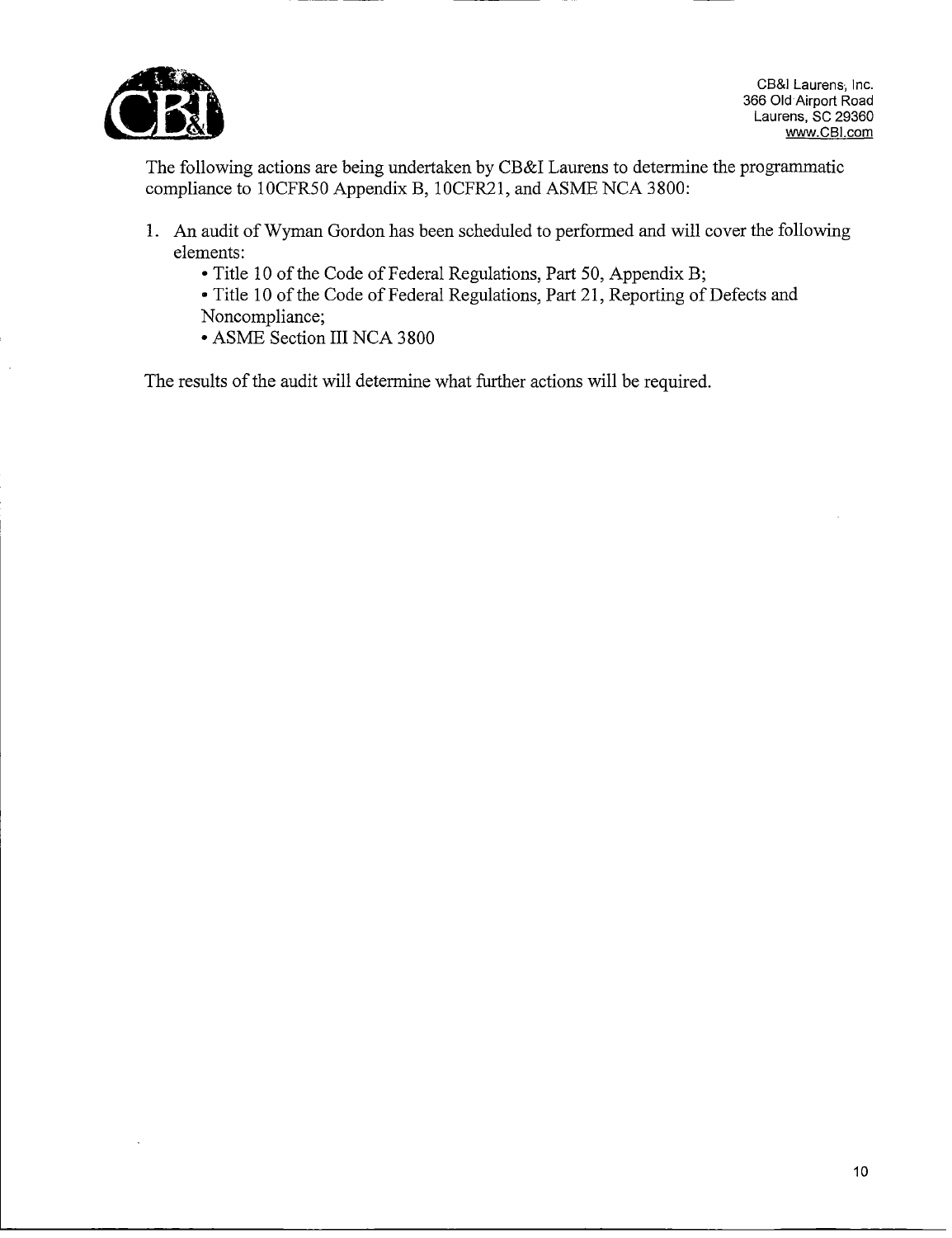CB&I Laurens, Inc.
366 Old Airport Road
Laurens, SC 29360
www.CBI.com

The following actions are being undertaken by CB&I Laurens to determine the programmatic compliance to 10CFR50 Appendix B, 10CFR21, and ASME NCA 3800:

1. An audit of Wyman Gordon has been scheduled to performed and will cover the following elements:
   - Title 10 of the Code of Federal Regulations, Part 50, Appendix B;
   - Title 10 of the Code of Federal Regulations, Part 21, Reporting of Defects and Noncompliance;
   - ASME Section III NCA 3800

The results of the audit will determine what further actions will be required.